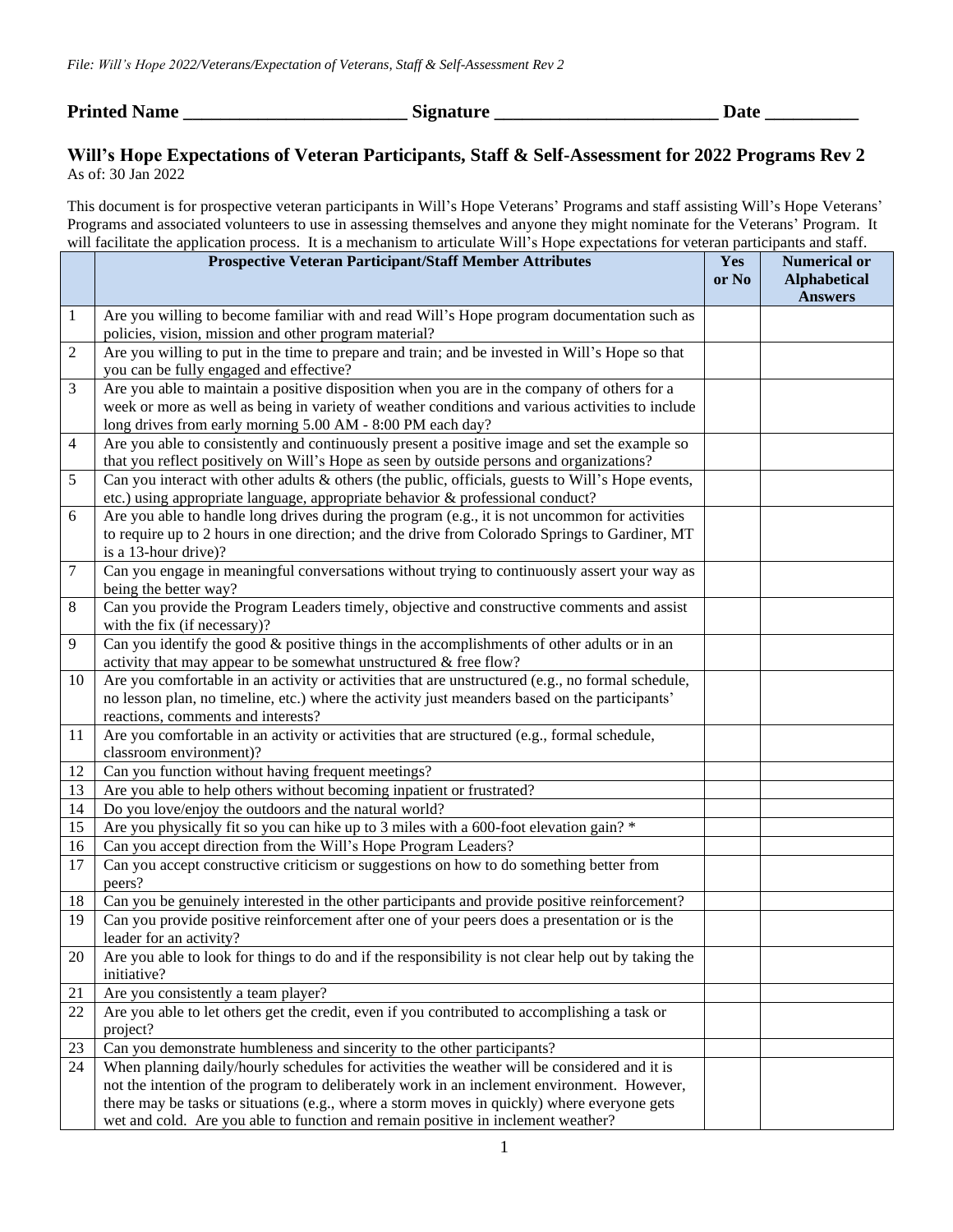*File: Will's Hope 2022/Veterans/Expectation of Veterans, Staff & Self-Assessment Rev 2*

**Printed Name ________________________ Signature ________________________ Date __________**

## Will's Hope Expectations of Veteran Participants, Staff & Self-Assessment for 2022 Programs Rev 2

As of: 30 Jan 2022

This document is for prospective veteran participants in Will's Hope Veterans' Programs and staff assisting Will's Hope Veterans' Programs and associated volunteers to use in assessing themselves and anyone they might nominate for the Veterans' Program. It will facilitate the application process. It is a mechanism to articulate Will's Hope expectations for veteran participants and staff.

| | Prospective Veteran Participant/Staff Member Attributes | Yes or No | Numerical or Alphabetical Answers |
|---|---|---|---|
| 1 | Are you willing to become familiar with and read Will's Hope program documentation such as policies, vision, mission and other program material? | | |
| 2 | Are you willing to put in the time to prepare and train; and be invested in Will's Hope so that you can be fully engaged and effective? | | |
| 3 | Are you able to maintain a positive disposition when you are in the company of others for a week or more as well as being in variety of weather conditions and various activities to include long drives from early morning 5.00 AM - 8:00 PM each day? | | |
| 4 | Are you able to consistently and continuously present a positive image and set the example so that you reflect positively on Will's Hope as seen by outside persons and organizations? | | |
| 5 | Can you interact with other adults & others (the public, officials, guests to Will's Hope events, etc.) using appropriate language, appropriate behavior & professional conduct? | | |
| 6 | Are you able to handle long drives during the program (e.g., it is not uncommon for activities to require up to 2 hours in one direction; and the drive from Colorado Springs to Gardiner, MT is a 13-hour drive)? | | |
| 7 | Can you engage in meaningful conversations without trying to continuously assert your way as being the better way? | | |
| 8 | Can you provide the Program Leaders timely, objective and constructive comments and assist with the fix (if necessary)? | | |
| 9 | Can you identify the good & positive things in the accomplishments of other adults or in an activity that may appear to be somewhat unstructured & free flow? | | |
| 10 | Are you comfortable in an activity or activities that are unstructured (e.g., no formal schedule, no lesson plan, no timeline, etc.) where the activity just meanders based on the participants' reactions, comments and interests? | | |
| 11 | Are you comfortable in an activity or activities that are structured (e.g., formal schedule, classroom environment)? | | |
| 12 | Can you function without having frequent meetings? | | |
| 13 | Are you able to help others without becoming inpatient or frustrated? | | |
| 14 | Do you love/enjoy the outdoors and the natural world? | | |
| 15 | Are you physically fit so you can hike up to 3 miles with a 600-foot elevation gain? * | | |
| 16 | Can you accept direction from the Will's Hope Program Leaders? | | |
| 17 | Can you accept constructive criticism or suggestions on how to do something better from peers? | | |
| 18 | Can you be genuinely interested in the other participants and provide positive reinforcement? | | |
| 19 | Can you provide positive reinforcement after one of your peers does a presentation or is the leader for an activity? | | |
| 20 | Are you able to look for things to do and if the responsibility is not clear help out by taking the initiative? | | |
| 21 | Are you consistently a team player? | | |
| 22 | Are you able to let others get the credit, even if you contributed to accomplishing a task or project? | | |
| 23 | Can you demonstrate humbleness and sincerity to the other participants? | | |
| 24 | When planning daily/hourly schedules for activities the weather will be considered and it is not the intention of the program to deliberately work in an inclement environment. However, there may be tasks or situations (e.g., where a storm moves in quickly) where everyone gets wet and cold. Are you able to function and remain positive in inclement weather? | | |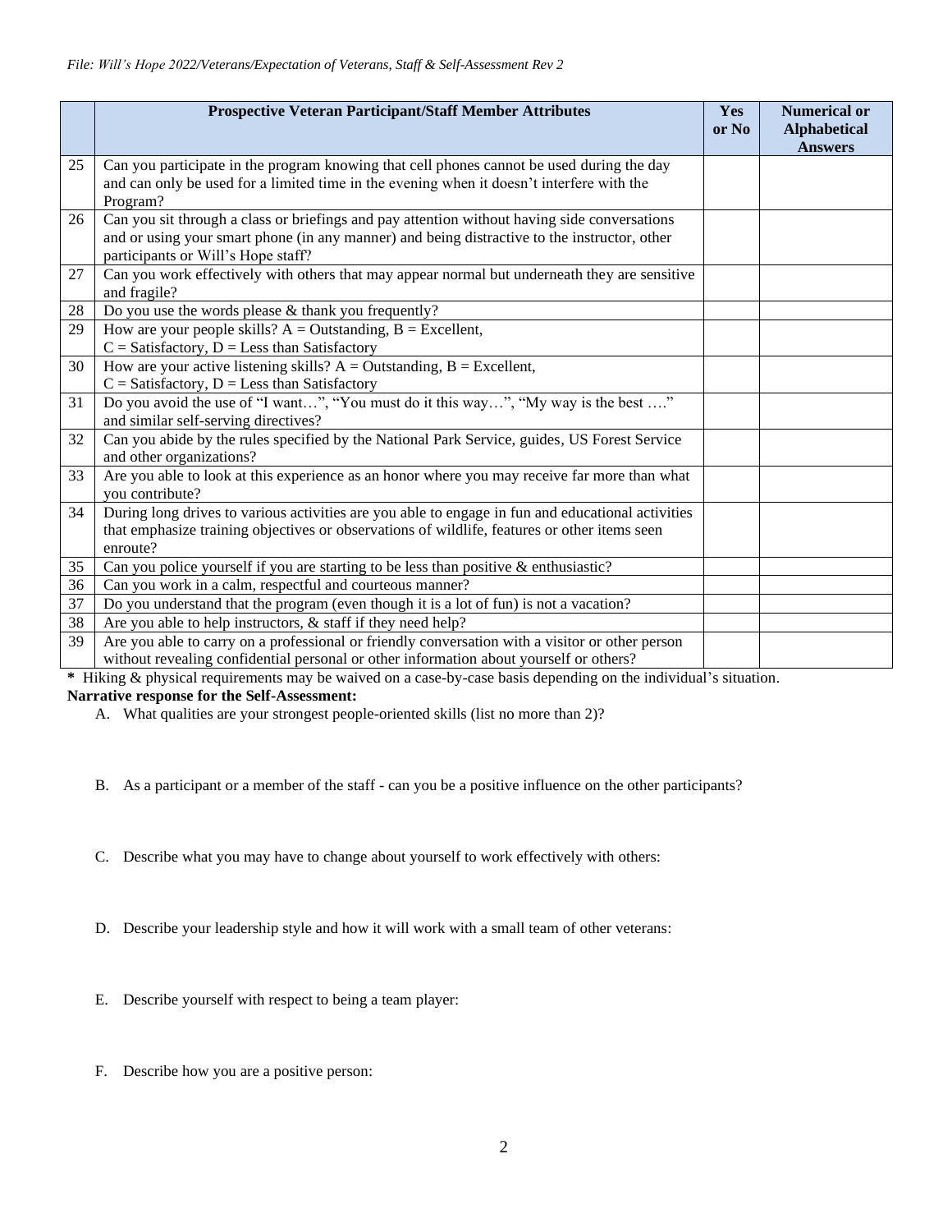*File: Will's Hope 2022/Veterans/Expectation of Veterans, Staff & Self-Assessment Rev 2*

| | Prospective Veteran Participant/Staff Member Attributes | Yes or No | Numerical or Alphabetical Answers |
|---|---|---|---|
| 25 | Can you participate in the program knowing that cell phones cannot be used during the day and can only be used for a limited time in the evening when it doesn't interfere with the Program? | | |
| 26 | Can you sit through a class or briefings and pay attention without having side conversations and or using your smart phone (in any manner) and being distractive to the instructor, other participants or Will's Hope staff? | | |
| 27 | Can you work effectively with others that may appear normal but underneath they are sensitive and fragile? | | |
| 28 | Do you use the words please & thank you frequently? | | |
| 29 | How are your people skills? A = Outstanding, B = Excellent, C = Satisfactory, D = Less than Satisfactory | | |
| 30 | How are your active listening skills? A = Outstanding, B = Excellent, C = Satisfactory, D = Less than Satisfactory | | |
| 31 | Do you avoid the use of "I want…", "You must do it this way…", "My way is the best …." and similar self-serving directives? | | |
| 32 | Can you abide by the rules specified by the National Park Service, guides, US Forest Service and other organizations? | | |
| 33 | Are you able to look at this experience as an honor where you may receive far more than what you contribute? | | |
| 34 | During long drives to various activities are you able to engage in fun and educational activities that emphasize training objectives or observations of wildlife, features or other items seen enroute? | | |
| 35 | Can you police yourself if you are starting to be less than positive & enthusiastic? | | |
| 36 | Can you work in a calm, respectful and courteous manner? | | |
| 37 | Do you understand that the program (even though it is a lot of fun) is not a vacation? | | |
| 38 | Are you able to help instructors, & staff if they need help? | | |
| 39 | Are you able to carry on a professional or friendly conversation with a visitor or other person without revealing confidential personal or other information about yourself or others? | | |

**\*** Hiking & physical requirements may be waived on a case-by-case basis depending on the individual's situation.

**Narrative response for the Self-Assessment:**

A. What qualities are your strongest people-oriented skills (list no more than 2)?

B. As a participant or a member of the staff - can you be a positive influence on the other participants?

C. Describe what you may have to change about yourself to work effectively with others:

D. Describe your leadership style and how it will work with a small team of other veterans:

E. Describe yourself with respect to being a team player:

F. Describe how you are a positive person: